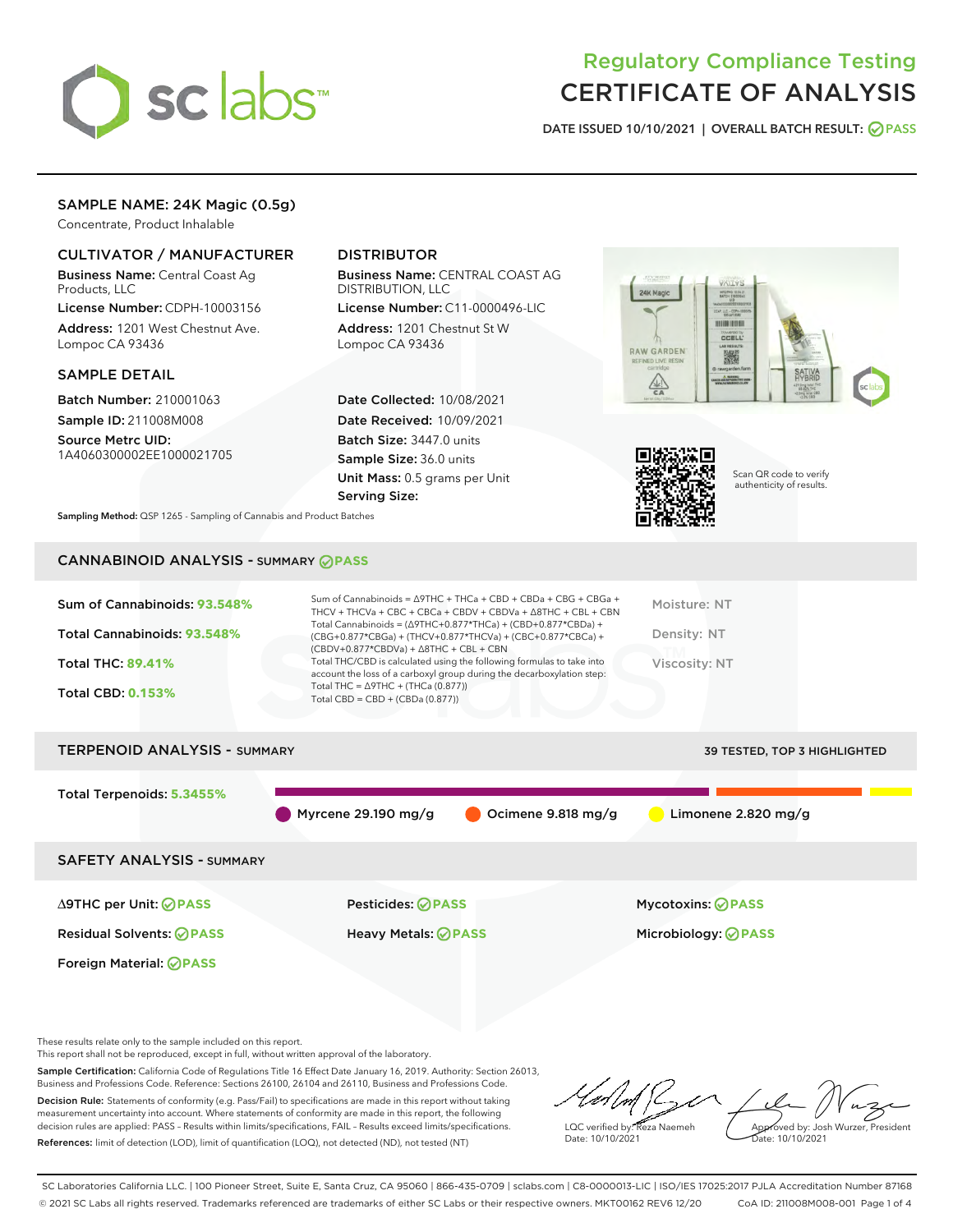# Regulatory Compliance Testing
# CERTIFICATE OF ANALYSIS

DATE ISSUED 10/10/2021 | OVERALL BATCH RESULT: PASS

## SAMPLE NAME: 24K Magic (0.5g)

Concentrate, Product Inhalable

### CULTIVATOR / MANUFACTURER

**Business Name:** Central Coast Ag Products, LLC

**License Number:** CDPH-10003156

**Address:** 1201 West Chestnut Ave. Lompoc CA 93436

### DISTRIBUTOR

**Business Name:** CENTRAL COAST AG DISTRIBUTION, LLC

**License Number:** C11-0000496-LIC

**Address:** 1201 Chestnut St W Lompoc CA 93436

### SAMPLE DETAIL

**Batch Number:** 210001063

**Sample ID:** 211008M008

**Source Metrc UID:** 1A4060300002EE1000021705

**Date Collected:** 10/08/2021

**Date Received:** 10/09/2021

**Batch Size:** 3447.0 units

**Sample Size:** 36.0 units

**Unit Mass:** 0.5 grams per Unit

**Serving Size:**

Scan QR code to verify authenticity of results.

**Sampling Method:** QSP 1265 - Sampling of Cannabis and Product Batches

## CANNABINOID ANALYSIS - SUMMARY PASS

Sum of Cannabinoids: **93.548%**

Total Cannabinoids: **93.548%**

Total THC: **89.41%**

Total CBD: **0.153%**

Sum of Cannabinoids = Δ9THC + THCa + CBD + CBDa + CBG + CBGa + THCV + THCVa + CBC + CBCa + CBDV + CBDVa + Δ8THC + CBL + CBN

Total Cannabinoids = (Δ9THC+0.877*THCa) + (CBD+0.877*CBDa) + (CBG+0.877*CBGa) + (THCV+0.877*THCVa) + (CBC+0.877*CBCa) + (CBDV+0.877*CBDVa) + Δ8THC + CBL + CBN

Total THC/CBD is calculated using the following formulas to take into account the loss of a carboxyl group during the decarboxylation step:

Total THC = Δ9THC + (THCa (0.877))

Total CBD = CBD + (CBDa (0.877))

Moisture: NT

Density: NT

Viscosity: NT

## TERPENOID ANALYSIS - SUMMARY

39 TESTED, TOP 3 HIGHLIGHTED

Total Terpenoids: **5.3455%**

Myrcene 29.190 mg/g | Ocimene 9.818 mg/g | Limonene 2.820 mg/g

## SAFETY ANALYSIS - SUMMARY

| | | |
|---|---|---|
| Δ9THC per Unit: PASS | Pesticides: PASS | Mycotoxins: PASS |
| Residual Solvents: PASS | Heavy Metals: PASS | Microbiology: PASS |
| Foreign Material: PASS | | |

These results relate only to the sample included on this report.
This report shall not be reproduced, except in full, without written approval of the laboratory.

**Sample Certification:** California Code of Regulations Title 16 Effect Date January 16, 2019. Authority: Section 26013, Business and Professions Code. Reference: Sections 26100, 26104 and 26110, Business and Professions Code.

**Decision Rule:** Statements of conformity (e.g. Pass/Fail) to specifications are made in this report without taking measurement uncertainty into account. Where statements of conformity are made in this report, the following decision rules are applied: PASS – Results within limits/specifications, FAIL – Results exceed limits/specifications.

**References:** limit of detection (LOD), limit of quantification (LOQ), not detected (ND), not tested (NT)

LQC verified by: Reza Naemeh
Date: 10/10/2021

Approved by: Josh Wurzer, President
Date: 10/10/2021

SC Laboratories California LLC. | 100 Pioneer Street, Suite E, Santa Cruz, CA 95060 | 866-435-0709 | sclabs.com | C8-0000013-LIC | ISO/IES 17025:2017 PJLA Accreditation Number 87168
© 2021 SC Labs all rights reserved. Trademarks referenced are trademarks of either SC Labs or their respective owners. MKT00162 REV6 12/20 CoA ID: 211008M008-001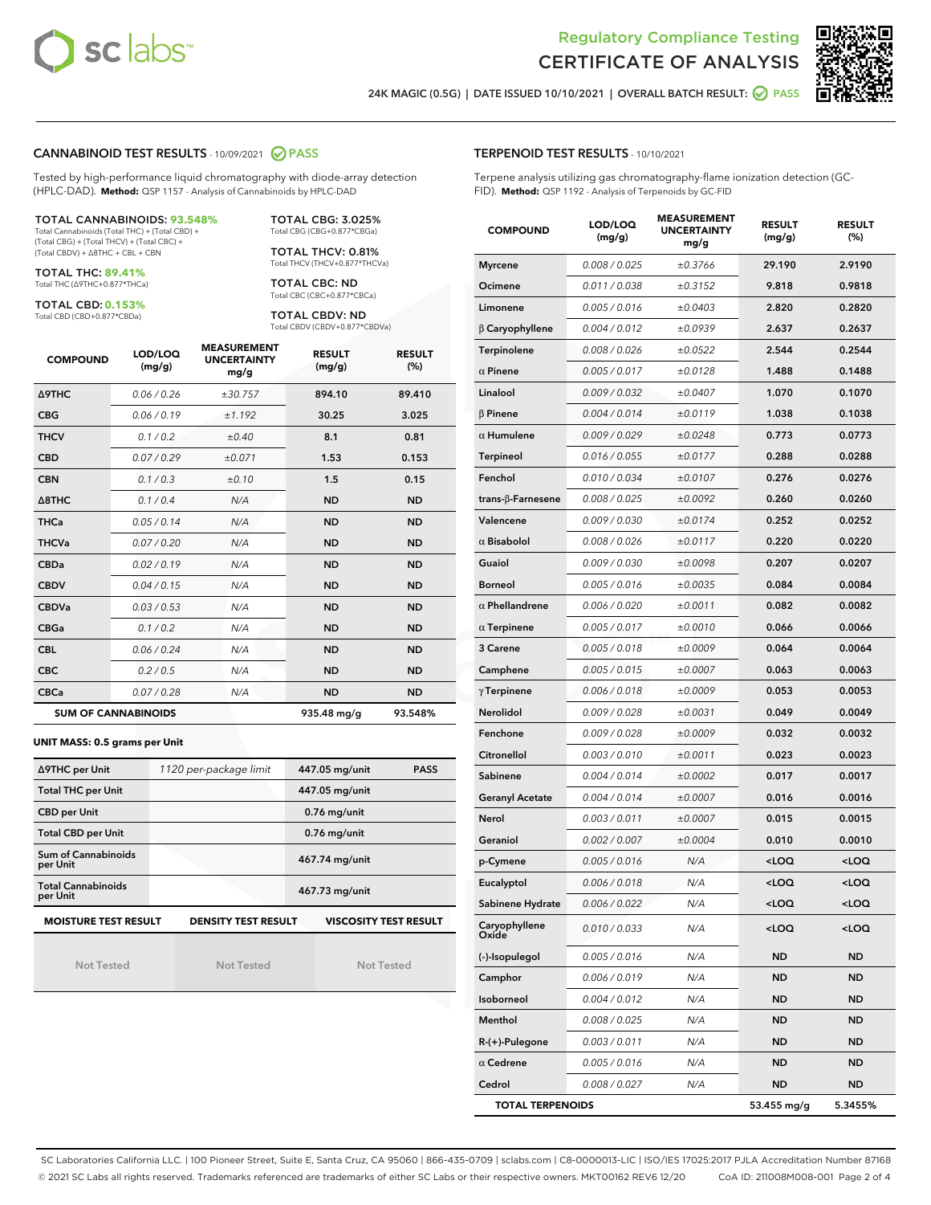# Regulatory Compliance Testing
# CERTIFICATE OF ANALYSIS

24K MAGIC (0.5G) | DATE ISSUED 10/10/2021 | OVERALL BATCH RESULT: PASS

## CANNABINOID TEST RESULTS - 10/09/2021 PASS

Tested by high-performance liquid chromatography with diode-array detection (HPLC-DAD). **Method:** QSP 1157 - Analysis of Cannabinoids by HPLC-DAD

**TOTAL CANNABINOIDS: 93.548%**
Total Cannabinoids (Total THC) + (Total CBD) + (Total CBG) + (Total THCV) + (Total CBC) + (Total CBDV) + Δ8THC + CBL + CBN

**TOTAL THC: 89.41%**
Total THC (Δ9THC+0.877*THCa)

**TOTAL CBD: 0.153%**
Total CBD (CBD+0.877*CBDa)

**TOTAL CBG: 3.025%**
Total CBG (CBG+0.877*CBGa)

**TOTAL THCV: 0.81%**
Total THCV (THCV+0.877*THCVa)

**TOTAL CBC: ND**
Total CBC (CBC+0.877*CBCa)

**TOTAL CBDV: ND**
Total CBDV (CBDV+0.877*CBDVa)

| COMPOUND | LOD/LOQ (mg/g) | MEASUREMENT UNCERTAINTY mg/g | RESULT (mg/g) | RESULT (%) |
|---|---|---|---|---|
| Δ9THC | 0.06 / 0.26 | ±30.757 | 894.10 | 89.410 |
| CBG | 0.06 / 0.19 | ±1.192 | 30.25 | 3.025 |
| THCV | 0.1 / 0.2 | ±0.40 | 8.1 | 0.81 |
| CBD | 0.07 / 0.29 | ±0.071 | 1.53 | 0.153 |
| CBN | 0.1 / 0.3 | ±0.10 | 1.5 | 0.15 |
| Δ8THC | 0.1 / 0.4 | N/A | ND | ND |
| THCa | 0.05 / 0.14 | N/A | ND | ND |
| THCVa | 0.07 / 0.20 | N/A | ND | ND |
| CBDa | 0.02 / 0.19 | N/A | ND | ND |
| CBDV | 0.04 / 0.15 | N/A | ND | ND |
| CBDVa | 0.03 / 0.53 | N/A | ND | ND |
| CBGa | 0.1 / 0.2 | N/A | ND | ND |
| CBL | 0.06 / 0.24 | N/A | ND | ND |
| CBC | 0.2 / 0.5 | N/A | ND | ND |
| CBCa | 0.07 / 0.28 | N/A | ND | ND |
| **SUM OF CANNABINOIDS** | | | 935.48 mg/g | 93.548% |

**UNIT MASS: 0.5 grams per Unit**

| | | | |
|---|---|---|---|
| Δ9THC per Unit | 1120 per-package limit | 447.05 mg/unit | PASS |
| Total THC per Unit | | 447.05 mg/unit | |
| CBD per Unit | | 0.76 mg/unit | |
| Total CBD per Unit | | 0.76 mg/unit | |
| Sum of Cannabinoids per Unit | | 467.74 mg/unit | |
| Total Cannabinoids per Unit | | 467.73 mg/unit | |

| MOISTURE TEST RESULT | DENSITY TEST RESULT | VISCOSITY TEST RESULT |
|---|---|---|
| Not Tested | Not Tested | Not Tested |

## TERPENOID TEST RESULTS - 10/10/2021

Terpene analysis utilizing gas chromatography-flame ionization detection (GC-FID). **Method:** QSP 1192 - Analysis of Terpenoids by GC-FID

| COMPOUND | LOD/LOQ (mg/g) | MEASUREMENT UNCERTAINTY mg/g | RESULT (mg/g) | RESULT (%) |
|---|---|---|---|---|
| Myrcene | 0.008 / 0.025 | ±0.3766 | 29.190 | 2.9190 |
| Ocimene | 0.011 / 0.038 | ±0.3152 | 9.818 | 0.9818 |
| Limonene | 0.005 / 0.016 | ±0.0403 | 2.820 | 0.2820 |
| β Caryophyllene | 0.004 / 0.012 | ±0.0939 | 2.637 | 0.2637 |
| Terpinolene | 0.008 / 0.026 | ±0.0522 | 2.544 | 0.2544 |
| α Pinene | 0.005 / 0.017 | ±0.0128 | 1.488 | 0.1488 |
| Linalool | 0.009 / 0.032 | ±0.0407 | 1.070 | 0.1070 |
| β Pinene | 0.004 / 0.014 | ±0.0119 | 1.038 | 0.1038 |
| α Humulene | 0.009 / 0.029 | ±0.0248 | 0.773 | 0.0773 |
| Terpineol | 0.016 / 0.055 | ±0.0177 | 0.288 | 0.0288 |
| Fenchol | 0.010 / 0.034 | ±0.0107 | 0.276 | 0.0276 |
| trans-β-Farnesene | 0.008 / 0.025 | ±0.0092 | 0.260 | 0.0260 |
| Valencene | 0.009 / 0.030 | ±0.0174 | 0.252 | 0.0252 |
| α Bisabolol | 0.008 / 0.026 | ±0.0117 | 0.220 | 0.0220 |
| Guaiol | 0.009 / 0.030 | ±0.0098 | 0.207 | 0.0207 |
| Borneol | 0.005 / 0.016 | ±0.0035 | 0.084 | 0.0084 |
| α Phellandrene | 0.006 / 0.020 | ±0.0011 | 0.082 | 0.0082 |
| α Terpinene | 0.005 / 0.017 | ±0.0010 | 0.066 | 0.0066 |
| 3 Carene | 0.005 / 0.018 | ±0.0009 | 0.064 | 0.0064 |
| Camphene | 0.005 / 0.015 | ±0.0007 | 0.063 | 0.0063 |
| γ Terpinene | 0.006 / 0.018 | ±0.0009 | 0.053 | 0.0053 |
| Nerolidol | 0.009 / 0.028 | ±0.0031 | 0.049 | 0.0049 |
| Fenchone | 0.009 / 0.028 | ±0.0009 | 0.032 | 0.0032 |
| Citronellol | 0.003 / 0.010 | ±0.0011 | 0.023 | 0.0023 |
| Sabinene | 0.004 / 0.014 | ±0.0002 | 0.017 | 0.0017 |
| Geranyl Acetate | 0.004 / 0.014 | ±0.0007 | 0.016 | 0.0016 |
| Nerol | 0.003 / 0.011 | ±0.0007 | 0.015 | 0.0015 |
| Geraniol | 0.002 / 0.007 | ±0.0004 | 0.010 | 0.0010 |
| p-Cymene | 0.005 / 0.016 | N/A | <LOQ | <LOQ |
| Eucalyptol | 0.006 / 0.018 | N/A | <LOQ | <LOQ |
| Sabinene Hydrate | 0.006 / 0.022 | N/A | <LOQ | <LOQ |
| Caryophyllene Oxide | 0.010 / 0.033 | N/A | <LOQ | <LOQ |
| (-)-Isopulegol | 0.005 / 0.016 | N/A | ND | ND |
| Camphor | 0.006 / 0.019 | N/A | ND | ND |
| Isoborneol | 0.004 / 0.012 | N/A | ND | ND |
| Menthol | 0.008 / 0.025 | N/A | ND | ND |
| R-(+)-Pulegone | 0.003 / 0.011 | N/A | ND | ND |
| α Cedrene | 0.005 / 0.016 | N/A | ND | ND |
| Cedrol | 0.008 / 0.027 | N/A | ND | ND |
| **TOTAL TERPENOIDS** | | | 53.455 mg/g | 5.3455% |

SC Laboratories California LLC. | 100 Pioneer Street, Suite E, Santa Cruz, CA 95060 | 866-435-0709 | sclabs.com | C8-0000013-LIC | ISO/IES 17025:2017 PJLA Accreditation Number 87168
© 2021 SC Labs all rights reserved. Trademarks referenced are trademarks of either SC Labs or their respective owners. MKT00162 REV6 12/20 CoA ID: 211008M008-001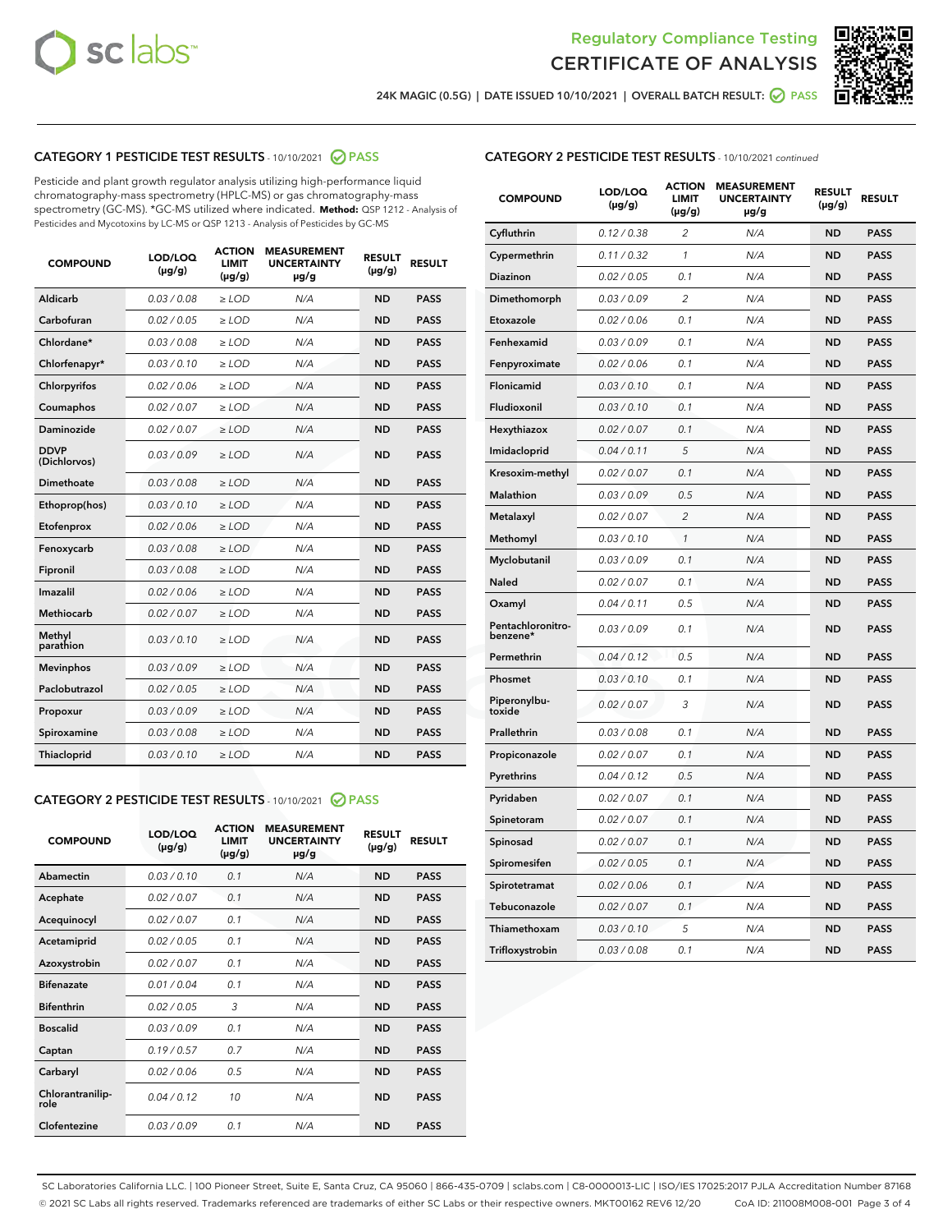Regulatory Compliance Testing
# CERTIFICATE OF ANALYSIS

24K MAGIC (0.5G) | DATE ISSUED 10/10/2021 | OVERALL BATCH RESULT: PASS

## CATEGORY 1 PESTICIDE TEST RESULTS - 10/10/2021 PASS

Pesticide and plant growth regulator analysis utilizing high-performance liquid chromatography-mass spectrometry (HPLC-MS) or gas chromatography-mass spectrometry (GC-MS). *GC-MS utilized where indicated. **Method:** QSP 1212 - Analysis of Pesticides and Mycotoxins by LC-MS or QSP 1213 - Analysis of Pesticides by GC-MS

| COMPOUND | LOD/LOQ (µg/g) | ACTION LIMIT (µg/g) | MEASUREMENT UNCERTAINTY µg/g | RESULT (µg/g) | RESULT |
|---|---|---|---|---|---|
| Aldicarb | 0.03 / 0.08 | ≥ LOD | N/A | ND | PASS |
| Carbofuran | 0.02 / 0.05 | ≥ LOD | N/A | ND | PASS |
| Chlordane* | 0.03 / 0.08 | ≥ LOD | N/A | ND | PASS |
| Chlorfenapyr* | 0.03 / 0.10 | ≥ LOD | N/A | ND | PASS |
| Chlorpyrifos | 0.02 / 0.06 | ≥ LOD | N/A | ND | PASS |
| Coumaphos | 0.02 / 0.07 | ≥ LOD | N/A | ND | PASS |
| Daminozide | 0.02 / 0.07 | ≥ LOD | N/A | ND | PASS |
| DDVP (Dichlorvos) | 0.03 / 0.09 | ≥ LOD | N/A | ND | PASS |
| Dimethoate | 0.03 / 0.08 | ≥ LOD | N/A | ND | PASS |
| Ethoprop(hos) | 0.03 / 0.10 | ≥ LOD | N/A | ND | PASS |
| Etofenprox | 0.02 / 0.06 | ≥ LOD | N/A | ND | PASS |
| Fenoxycarb | 0.03 / 0.08 | ≥ LOD | N/A | ND | PASS |
| Fipronil | 0.03 / 0.08 | ≥ LOD | N/A | ND | PASS |
| Imazalil | 0.02 / 0.06 | ≥ LOD | N/A | ND | PASS |
| Methiocarb | 0.02 / 0.07 | ≥ LOD | N/A | ND | PASS |
| Methyl parathion | 0.03 / 0.10 | ≥ LOD | N/A | ND | PASS |
| Mevinphos | 0.03 / 0.09 | ≥ LOD | N/A | ND | PASS |
| Paclobutrazol | 0.02 / 0.05 | ≥ LOD | N/A | ND | PASS |
| Propoxur | 0.03 / 0.09 | ≥ LOD | N/A | ND | PASS |
| Spiroxamine | 0.03 / 0.08 | ≥ LOD | N/A | ND | PASS |
| Thiacloprid | 0.03 / 0.10 | ≥ LOD | N/A | ND | PASS |

## CATEGORY 2 PESTICIDE TEST RESULTS - 10/10/2021 PASS

| COMPOUND | LOD/LOQ (µg/g) | ACTION LIMIT (µg/g) | MEASUREMENT UNCERTAINTY µg/g | RESULT (µg/g) | RESULT |
|---|---|---|---|---|---|
| Abamectin | 0.03 / 0.10 | 0.1 | N/A | ND | PASS |
| Acephate | 0.02 / 0.07 | 0.1 | N/A | ND | PASS |
| Acequinocyl | 0.02 / 0.07 | 0.1 | N/A | ND | PASS |
| Acetamiprid | 0.02 / 0.05 | 0.1 | N/A | ND | PASS |
| Azoxystrobin | 0.02 / 0.07 | 0.1 | N/A | ND | PASS |
| Bifenazate | 0.01 / 0.04 | 0.1 | N/A | ND | PASS |
| Bifenthrin | 0.02 / 0.05 | 3 | N/A | ND | PASS |
| Boscalid | 0.03 / 0.09 | 0.1 | N/A | ND | PASS |
| Captan | 0.19 / 0.57 | 0.7 | N/A | ND | PASS |
| Carbaryl | 0.02 / 0.06 | 0.5 | N/A | ND | PASS |
| Chlorantraniliprole | 0.04 / 0.12 | 10 | N/A | ND | PASS |
| Clofentezine | 0.03 / 0.09 | 0.1 | N/A | ND | PASS |
| Cyfluthrin | 0.12 / 0.38 | 2 | N/A | ND | PASS |
| Cypermethrin | 0.11 / 0.32 | 1 | N/A | ND | PASS |
| Diazinon | 0.02 / 0.05 | 0.1 | N/A | ND | PASS |
| Dimethomorph | 0.03 / 0.09 | 2 | N/A | ND | PASS |
| Etoxazole | 0.02 / 0.06 | 0.1 | N/A | ND | PASS |
| Fenhexamid | 0.03 / 0.09 | 0.1 | N/A | ND | PASS |
| Fenpyroximate | 0.02 / 0.06 | 0.1 | N/A | ND | PASS |
| Flonicamid | 0.03 / 0.10 | 0.1 | N/A | ND | PASS |
| Fludioxonil | 0.03 / 0.10 | 0.1 | N/A | ND | PASS |
| Hexythiazox | 0.02 / 0.07 | 0.1 | N/A | ND | PASS |
| Imidacloprid | 0.04 / 0.11 | 5 | N/A | ND | PASS |
| Kresoxim-methyl | 0.02 / 0.07 | 0.1 | N/A | ND | PASS |
| Malathion | 0.03 / 0.09 | 0.5 | N/A | ND | PASS |
| Metalaxyl | 0.02 / 0.07 | 2 | N/A | ND | PASS |
| Methomyl | 0.03 / 0.10 | 1 | N/A | ND | PASS |
| Myclobutanil | 0.03 / 0.09 | 0.1 | N/A | ND | PASS |
| Naled | 0.02 / 0.07 | 0.1 | N/A | ND | PASS |
| Oxamyl | 0.04 / 0.11 | 0.5 | N/A | ND | PASS |
| Pentachloronitrobenzene* | 0.03 / 0.09 | 0.1 | N/A | ND | PASS |
| Permethrin | 0.04 / 0.12 | 0.5 | N/A | ND | PASS |
| Phosmet | 0.03 / 0.10 | 0.1 | N/A | ND | PASS |
| Piperonylbutoxide | 0.02 / 0.07 | 3 | N/A | ND | PASS |
| Prallethrin | 0.03 / 0.08 | 0.1 | N/A | ND | PASS |
| Propiconazole | 0.02 / 0.07 | 0.1 | N/A | ND | PASS |
| Pyrethrins | 0.04 / 0.12 | 0.5 | N/A | ND | PASS |
| Pyridaben | 0.02 / 0.07 | 0.1 | N/A | ND | PASS |
| Spinetoram | 0.02 / 0.07 | 0.1 | N/A | ND | PASS |
| Spinosad | 0.02 / 0.07 | 0.1 | N/A | ND | PASS |
| Spiromesifen | 0.02 / 0.05 | 0.1 | N/A | ND | PASS |
| Spirotetramat | 0.02 / 0.06 | 0.1 | N/A | ND | PASS |
| Tebuconazole | 0.02 / 0.07 | 0.1 | N/A | ND | PASS |
| Thiamethoxam | 0.03 / 0.10 | 5 | N/A | ND | PASS |
| Trifloxystrobin | 0.03 / 0.08 | 0.1 | N/A | ND | PASS |

SC Laboratories California LLC. | 100 Pioneer Street, Suite E, Santa Cruz, CA 95060 | 866-435-0709 | sclabs.com | C8-0000013-LIC | ISO/IES 17025:2017 PJLA Accreditation Number 87168
© 2021 SC Labs all rights reserved. Trademarks referenced are trademarks of either SC Labs or their respective owners. MKT00162 REV6 12/20 CoA ID: 211008M008-001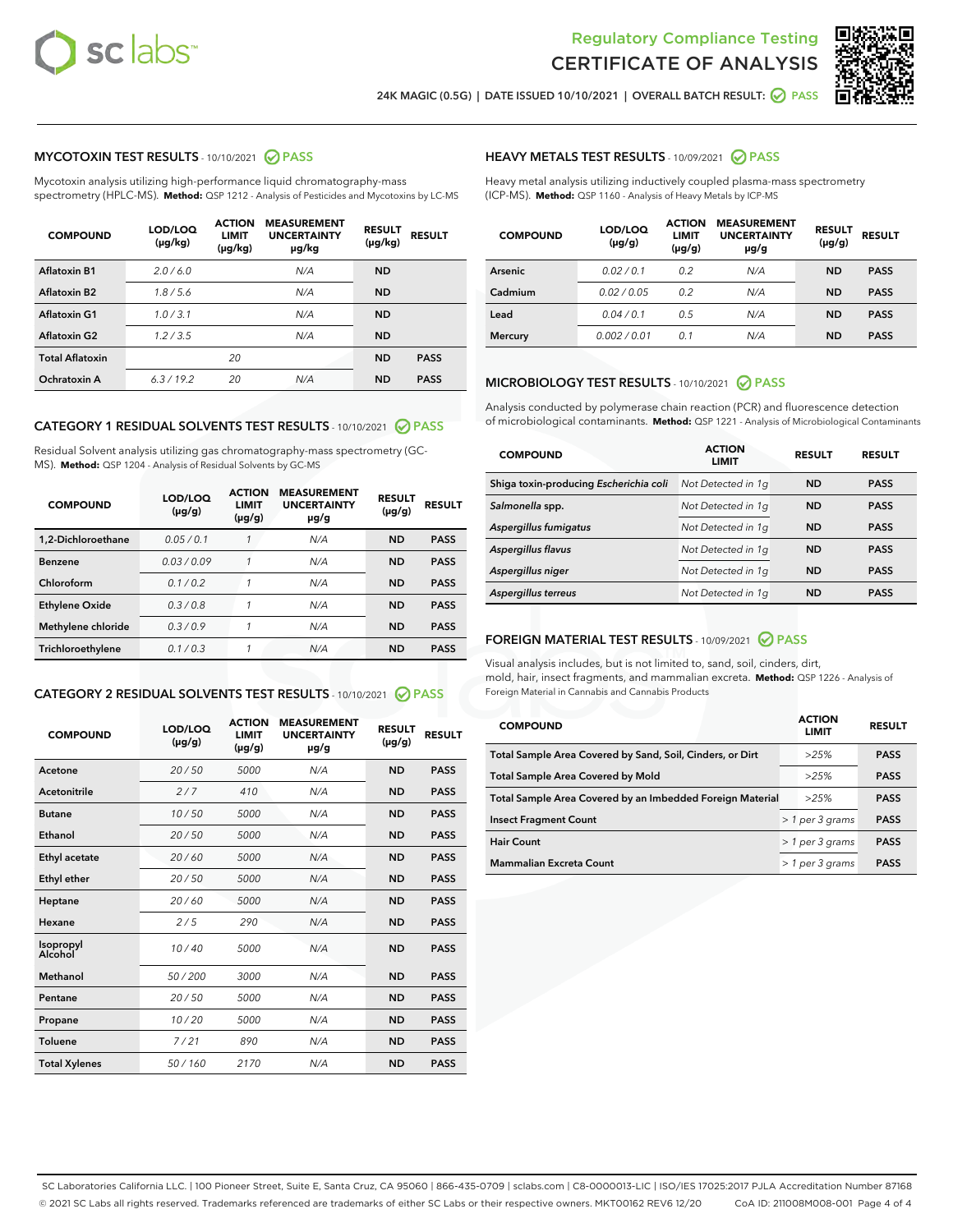Regulatory Compliance Testing

# CERTIFICATE OF ANALYSIS

24K MAGIC (0.5G) | DATE ISSUED 10/10/2021 | OVERALL BATCH RESULT: PASS

## MYCOTOXIN TEST RESULTS - 10/10/2021 PASS

Mycotoxin analysis utilizing high-performance liquid chromatography-mass spectrometry (HPLC-MS). **Method:** QSP 1212 - Analysis of Pesticides and Mycotoxins by LC-MS

| COMPOUND | LOD/LOQ (μg/kg) | ACTION LIMIT (μg/kg) | MEASUREMENT UNCERTAINTY μg/kg | RESULT (μg/kg) | RESULT |
|---|---|---|---|---|---|
| Aflatoxin B1 | 2.0 / 6.0 | | N/A | ND | |
| Aflatoxin B2 | 1.8 / 5.6 | | N/A | ND | |
| Aflatoxin G1 | 1.0 / 3.1 | | N/A | ND | |
| Aflatoxin G2 | 1.2 / 3.5 | | N/A | ND | |
| Total Aflatoxin | | 20 | | ND | PASS |
| Ochratoxin A | 6.3 / 19.2 | 20 | N/A | ND | PASS |

## CATEGORY 1 RESIDUAL SOLVENTS TEST RESULTS - 10/10/2021 PASS

Residual Solvent analysis utilizing gas chromatography-mass spectrometry (GC-MS). **Method:** QSP 1204 - Analysis of Residual Solvents by GC-MS

| COMPOUND | LOD/LOQ (μg/g) | ACTION LIMIT (μg/g) | MEASUREMENT UNCERTAINTY μg/g | RESULT (μg/g) | RESULT |
|---|---|---|---|---|---|
| 1,2-Dichloroethane | 0.05 / 0.1 | 1 | N/A | ND | PASS |
| Benzene | 0.03 / 0.09 | 1 | N/A | ND | PASS |
| Chloroform | 0.1 / 0.2 | 1 | N/A | ND | PASS |
| Ethylene Oxide | 0.3 / 0.8 | 1 | N/A | ND | PASS |
| Methylene chloride | 0.3 / 0.9 | 1 | N/A | ND | PASS |
| Trichloroethylene | 0.1 / 0.3 | 1 | N/A | ND | PASS |

## CATEGORY 2 RESIDUAL SOLVENTS TEST RESULTS - 10/10/2021 PASS

| COMPOUND | LOD/LOQ (μg/g) | ACTION LIMIT (μg/g) | MEASUREMENT UNCERTAINTY μg/g | RESULT (μg/g) | RESULT |
|---|---|---|---|---|---|
| Acetone | 20 / 50 | 5000 | N/A | ND | PASS |
| Acetonitrile | 2 / 7 | 410 | N/A | ND | PASS |
| Butane | 10 / 50 | 5000 | N/A | ND | PASS |
| Ethanol | 20 / 50 | 5000 | N/A | ND | PASS |
| Ethyl acetate | 20 / 60 | 5000 | N/A | ND | PASS |
| Ethyl ether | 20 / 50 | 5000 | N/A | ND | PASS |
| Heptane | 20 / 60 | 5000 | N/A | ND | PASS |
| Hexane | 2 / 5 | 290 | N/A | ND | PASS |
| Isopropyl Alcohol | 10 / 40 | 5000 | N/A | ND | PASS |
| Methanol | 50 / 200 | 3000 | N/A | ND | PASS |
| Pentane | 20 / 50 | 5000 | N/A | ND | PASS |
| Propane | 10 / 20 | 5000 | N/A | ND | PASS |
| Toluene | 7 / 21 | 890 | N/A | ND | PASS |
| Total Xylenes | 50 / 160 | 2170 | N/A | ND | PASS |

## HEAVY METALS TEST RESULTS - 10/09/2021 PASS

Heavy metal analysis utilizing inductively coupled plasma-mass spectrometry (ICP-MS). **Method:** QSP 1160 - Analysis of Heavy Metals by ICP-MS

| COMPOUND | LOD/LOQ (μg/g) | ACTION LIMIT (μg/g) | MEASUREMENT UNCERTAINTY μg/g | RESULT (μg/g) | RESULT |
|---|---|---|---|---|---|
| Arsenic | 0.02 / 0.1 | 0.2 | N/A | ND | PASS |
| Cadmium | 0.02 / 0.05 | 0.2 | N/A | ND | PASS |
| Lead | 0.04 / 0.1 | 0.5 | N/A | ND | PASS |
| Mercury | 0.002 / 0.01 | 0.1 | N/A | ND | PASS |

## MICROBIOLOGY TEST RESULTS - 10/10/2021 PASS

Analysis conducted by polymerase chain reaction (PCR) and fluorescence detection of microbiological contaminants. **Method:** QSP 1221 - Analysis of Microbiological Contaminants

| COMPOUND | ACTION LIMIT | RESULT | RESULT |
|---|---|---|---|
| Shiga toxin-producing *Escherichia coli* | Not Detected in 1g | ND | PASS |
| *Salmonella* spp. | Not Detected in 1g | ND | PASS |
| *Aspergillus fumigatus* | Not Detected in 1g | ND | PASS |
| *Aspergillus flavus* | Not Detected in 1g | ND | PASS |
| *Aspergillus niger* | Not Detected in 1g | ND | PASS |
| *Aspergillus terreus* | Not Detected in 1g | ND | PASS |

## FOREIGN MATERIAL TEST RESULTS - 10/09/2021 PASS

Visual analysis includes, but is not limited to, sand, soil, cinders, dirt, mold, hair, insect fragments, and mammalian excreta. **Method:** QSP 1226 - Analysis of Foreign Material in Cannabis and Cannabis Products

| COMPOUND | ACTION LIMIT | RESULT |
|---|---|---|
| Total Sample Area Covered by Sand, Soil, Cinders, or Dirt | >25% | PASS |
| Total Sample Area Covered by Mold | >25% | PASS |
| Total Sample Area Covered by an Imbedded Foreign Material | >25% | PASS |
| Insect Fragment Count | > 1 per 3 grams | PASS |
| Hair Count | > 1 per 3 grams | PASS |
| Mammalian Excreta Count | > 1 per 3 grams | PASS |

SC Laboratories California LLC. | 100 Pioneer Street, Suite E, Santa Cruz, CA 95060 | 866-435-0709 | sclabs.com | C8-0000013-LIC | ISO/IES 17025:2017 PJLA Accreditation Number 87168
© 2021 SC Labs all rights reserved. Trademarks referenced are trademarks of either SC Labs or their respective owners. MKT00162 REV6 12/20 CoA ID: 211008M008-001